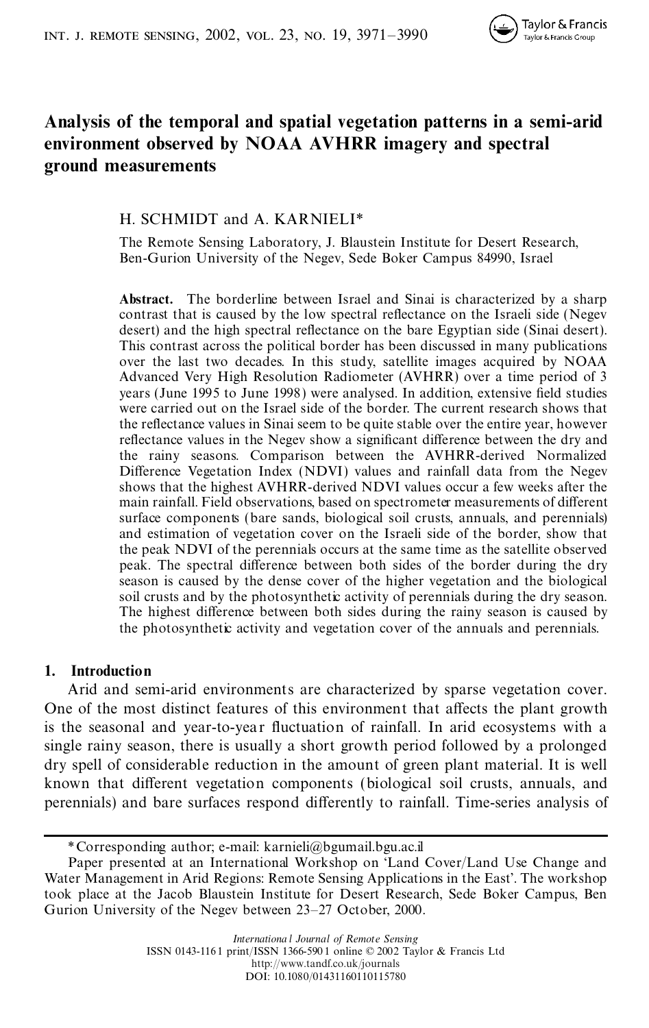# Analysis of the temporal and spatial vegetation patterns in a semi-arid environment observed by NOAA AVHRR imagery and spectral ground measurements

H. SCHMIDT and A. KARNIELI*

The Remote Sensing Laboratory, J. Blaustein Institute for Desert Research, Ben-Gurion University of the Negev, Sede Boker Campus 84990, Israel

**Abstract.** The borderline between Israel and Sinai is characterized by a sharp contrast that is caused by the low spectral reflectance on the Israeli side (Negev desert) and the high spectral reflectance on the bare Egyptian side (Sinai desert). This contrast across the political border has been discussed in many publications over the last two decades. In this study, satellite images acquired by NOAA Advanced Very High Resolution Radiometer (AVHRR) over a time period of 3 years (June 1995 to June 1998) were analysed. In addition, extensive field studies were carried out on the Israeli side of the border. The current research shows that the reflectance values in Sinai seem to be quite stable over the entire year, however reflectance values in the Negev show a significant difference between the dry and the rainy seasons. Comparison between the AVHRR-derived Normalized Difference Vegetation Index (NDVI) values and rainfall data from the Negev shows that the highest AVHRR-derived NDVI values occur a few weeks after the main rainfall. Field observations, based on spectrometer measurements of different surface components (bare sands, biological soil crusts, annuals, and perennials) and estimation of vegetation cover on the Israeli side of the border, show that the peak NDVI of the perennials occurs at the same time as the satellite observed peak. The spectral difference between both sides of the border during the dry season is caused by the dense cover of the higher vegetation and the biological soil crusts and by the photosynthetic activity of perennials during the dry season. The highest difference between both sides during the rainy season is caused by the photosynthetic activity and vegetation cover of the annuals and perennials.

## 1. Introduction

Arid and semi-arid environments are characterized by sparse vegetation cover. One of the most distinct features of this environment that affects the plant growth is the seasonal and year-to-year fluctuation of rainfall. In arid ecosystems with a single rainy season, there is usually a short growth period followed by a prolonged dry spell of considerable reduction in the amount of green plant material. It is well known that different vegetation components (biological soil crusts, annuals, and perennials) and bare surfaces respond differently to rainfall. Time-series analysis of

---

*Corresponding author; e-mail: karnieli@bgumail.bgu.ac.il

Paper presented at an International Workshop on 'Land Cover/Land Use Change and Water Management in Arid Regions: Remote Sensing Applications in the East'. The workshop took place at the Jacob Blaustein Institute for Desert Research, Sede Boker Campus, Ben Gurion University of the Negev between 23–27 October, 2000.

*International Journal of Remote Sensing*
ISSN 0143-1161 print/ISSN 1366-5901 online © 2002 Taylor & Francis Ltd
http://www.tandf.co.uk/journals
DOI: 10.1080/01431160110115780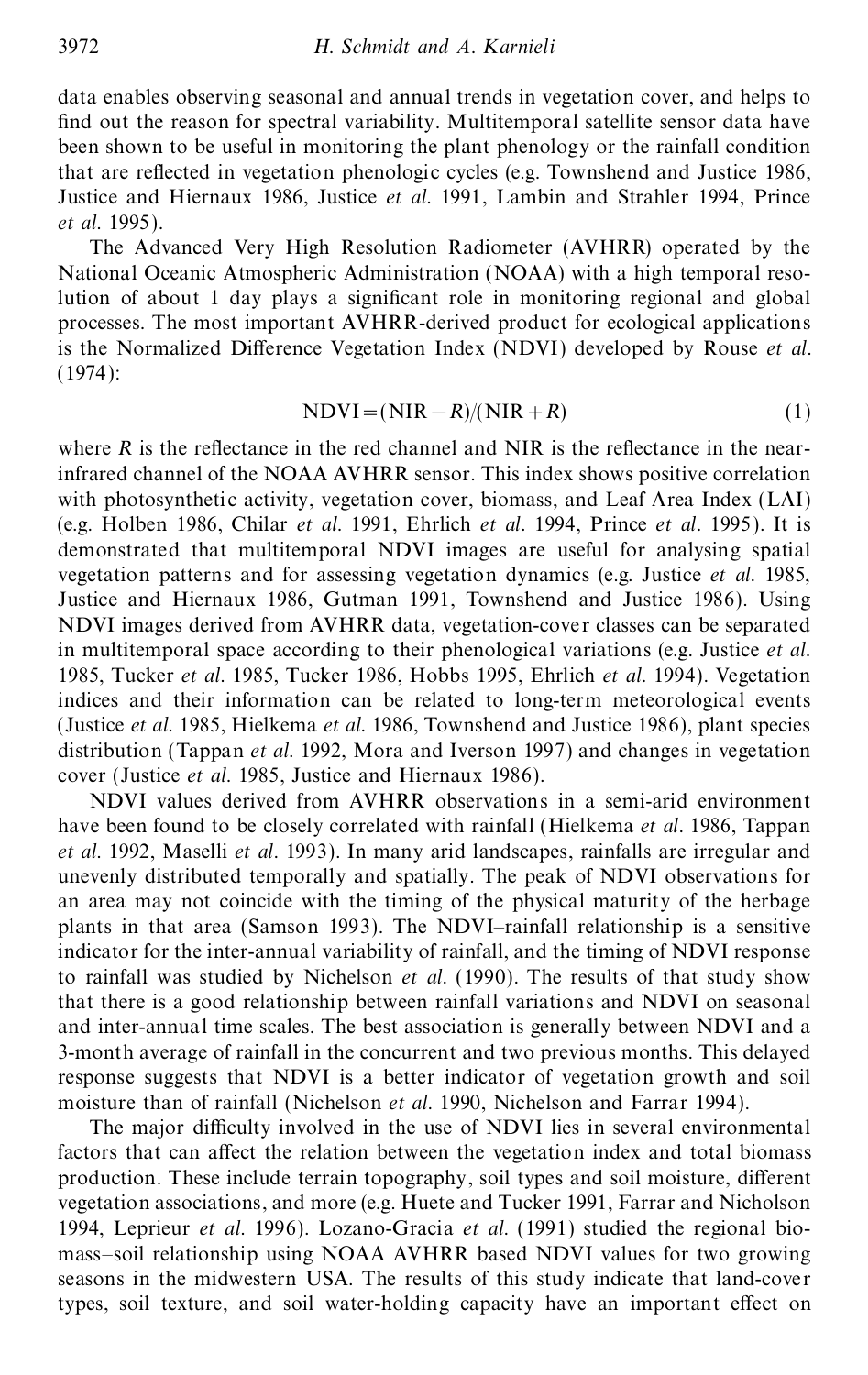data enables observing seasonal and annual trends in vegetation cover, and helps to find out the reason for spectral variability. Multitemporal satellite sensor data have been shown to be useful in monitoring the plant phenology or the rainfall condition that are reflected in vegetation phenologic cycles (e.g. Townshend and Justice 1986, Justice and Hiernaux 1986, Justice *et al.* 1991, Lambin and Strahler 1994, Prince *et al.* 1995).

The Advanced Very High Resolution Radiometer (AVHRR) operated by the National Oceanic Atmospheric Administration (NOAA) with a high temporal resolution of about 1 day plays a significant role in monitoring regional and global processes. The most important AVHRR-derived product for ecological applications is the Normalized Difference Vegetation Index (NDVI) developed by Rouse *et al.* (1974):

$$\text{NDVI} = (\text{NIR} - R)/(\text{NIR} + R) \tag{1}$$

where $R$ is the reflectance in the red channel and NIR is the reflectance in the near-infrared channel of the NOAA AVHRR sensor. This index shows positive correlation with photosynthetic activity, vegetation cover, biomass, and Leaf Area Index (LAI) (e.g. Holben 1986, Chilar *et al.* 1991, Ehrlich *et al.* 1994, Prince *et al.* 1995). It is demonstrated that multitemporal NDVI images are useful for analysing spatial vegetation patterns and for assessing vegetation dynamics (e.g. Justice *et al.* 1985, Justice and Hiernaux 1986, Gutman 1991, Townshend and Justice 1986). Using NDVI images derived from AVHRR data, vegetation-cover classes can be separated in multitemporal space according to their phenological variations (e.g. Justice *et al.* 1985, Tucker *et al.* 1985, Tucker 1986, Hobbs 1995, Ehrlich *et al.* 1994). Vegetation indices and their information can be related to long-term meteorological events (Justice *et al.* 1985, Hielkema *et al.* 1986, Townshend and Justice 1986), plant species distribution (Tappan *et al.* 1992, Mora and Iverson 1997) and changes in vegetation cover (Justice *et al.* 1985, Justice and Hiernaux 1986).

NDVI values derived from AVHRR observations in a semi-arid environment have been found to be closely correlated with rainfall (Hielkema *et al.* 1986, Tappan *et al.* 1992, Maselli *et al.* 1993). In many arid landscapes, rainfalls are irregular and unevenly distributed temporally and spatially. The peak of NDVI observations for an area may not coincide with the timing of the physical maturity of the herbage plants in that area (Samson 1993). The NDVI–rainfall relationship is a sensitive indicator for the inter-annual variability of rainfall, and the timing of NDVI response to rainfall was studied by Nichelson *et al.* (1990). The results of that study show that there is a good relationship between rainfall variations and NDVI on seasonal and inter-annual time scales. The best association is generally between NDVI and a 3-month average of rainfall in the concurrent and two previous months. This delayed response suggests that NDVI is a better indicator of vegetation growth and soil moisture than of rainfall (Nichelson *et al.* 1990, Nichelson and Farrar 1994).

The major difficulty involved in the use of NDVI lies in several environmental factors that can affect the relation between the vegetation index and total biomass production. These include terrain topography, soil types and soil moisture, different vegetation associations, and more (e.g. Huete and Tucker 1991, Farrar and Nicholson 1994, Leprieur *et al.* 1996). Lozano-Gracia *et al.* (1991) studied the regional biomass–soil relationship using NOAA AVHRR based NDVI values for two growing seasons in the midwestern USA. The results of this study indicate that land-cover types, soil texture, and soil water-holding capacity have an important effect on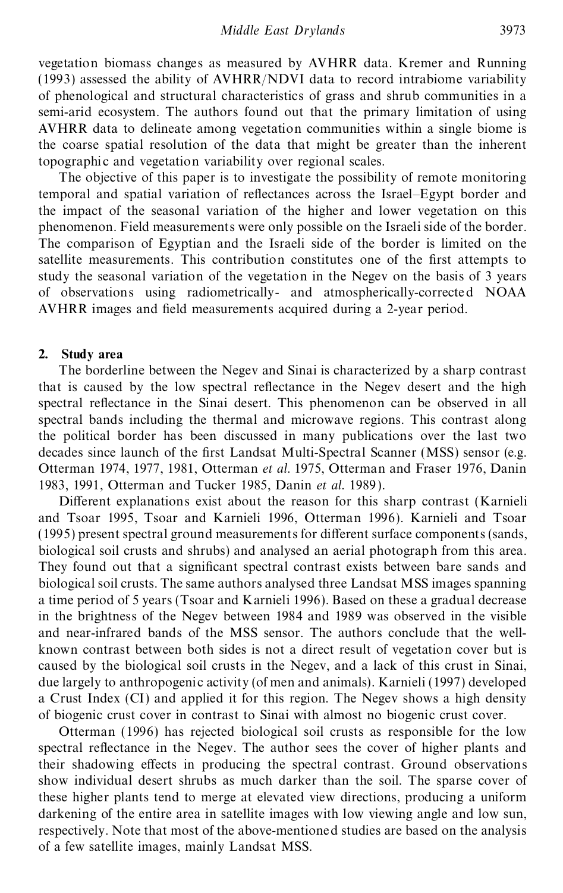vegetation biomass changes as measured by AVHRR data. Kremer and Running (1993) assessed the ability of AVHRR/NDVI data to record intrabiome variability of phenological and structural characteristics of grass and shrub communities in a semi-arid ecosystem. The authors found out that the primary limitation of using AVHRR data to delineate among vegetation communities within a single biome is the coarse spatial resolution of the data that might be greater than the inherent topographic and vegetation variability over regional scales.

The objective of this paper is to investigate the possibility of remote monitoring temporal and spatial variation of reflectances across the Israel–Egypt border and the impact of the seasonal variation of the higher and lower vegetation on this phenomenon. Field measurements were only possible on the Israeli side of the border. The comparison of Egyptian and the Israeli side of the border is limited on the satellite measurements. This contribution constitutes one of the first attempts to study the seasonal variation of the vegetation in the Negev on the basis of 3 years of observations using radiometrically- and atmospherically-corrected NOAA AVHRR images and field measurements acquired during a 2-year period.

## 2. Study area

The borderline between the Negev and Sinai is characterized by a sharp contrast that is caused by the low spectral reflectance in the Negev desert and the high spectral reflectance in the Sinai desert. This phenomenon can be observed in all spectral bands including the thermal and microwave regions. This contrast along the political border has been discussed in many publications over the last two decades since launch of the first Landsat Multi-Spectral Scanner (MSS) sensor (e.g. Otterman 1974, 1977, 1981, Otterman *et al.* 1975, Otterman and Fraser 1976, Danin 1983, 1991, Otterman and Tucker 1985, Danin *et al.* 1989).

Different explanations exist about the reason for this sharp contrast (Karnieli and Tsoar 1995, Tsoar and Karnieli 1996, Otterman 1996). Karnieli and Tsoar (1995) present spectral ground measurements for different surface components (sands, biological soil crusts and shrubs) and analysed an aerial photograph from this area. They found out that a significant spectral contrast exists between bare sands and biological soil crusts. The same authors analysed three Landsat MSS images spanning a time period of 5 years (Tsoar and Karnieli 1996). Based on these a gradual decrease in the brightness of the Negev between 1984 and 1989 was observed in the visible and near-infrared bands of the MSS sensor. The authors conclude that the well-known contrast between both sides is not a direct result of vegetation cover but is caused by the biological soil crusts in the Negev, and a lack of this crust in Sinai, due largely to anthropogenic activity (of men and animals). Karnieli (1997) developed a Crust Index (CI) and applied it for this region. The Negev shows a high density of biogenic crust cover in contrast to Sinai with almost no biogenic crust cover.

Otterman (1996) has rejected biological soil crusts as responsible for the low spectral reflectance in the Negev. The author sees the cover of higher plants and their shadowing effects in producing the spectral contrast. Ground observations show individual desert shrubs as much darker than the soil. The sparse cover of these higher plants tend to merge at elevated view directions, producing a uniform darkening of the entire area in satellite images with low viewing angle and low sun, respectively. Note that most of the above-mentioned studies are based on the analysis of a few satellite images, mainly Landsat MSS.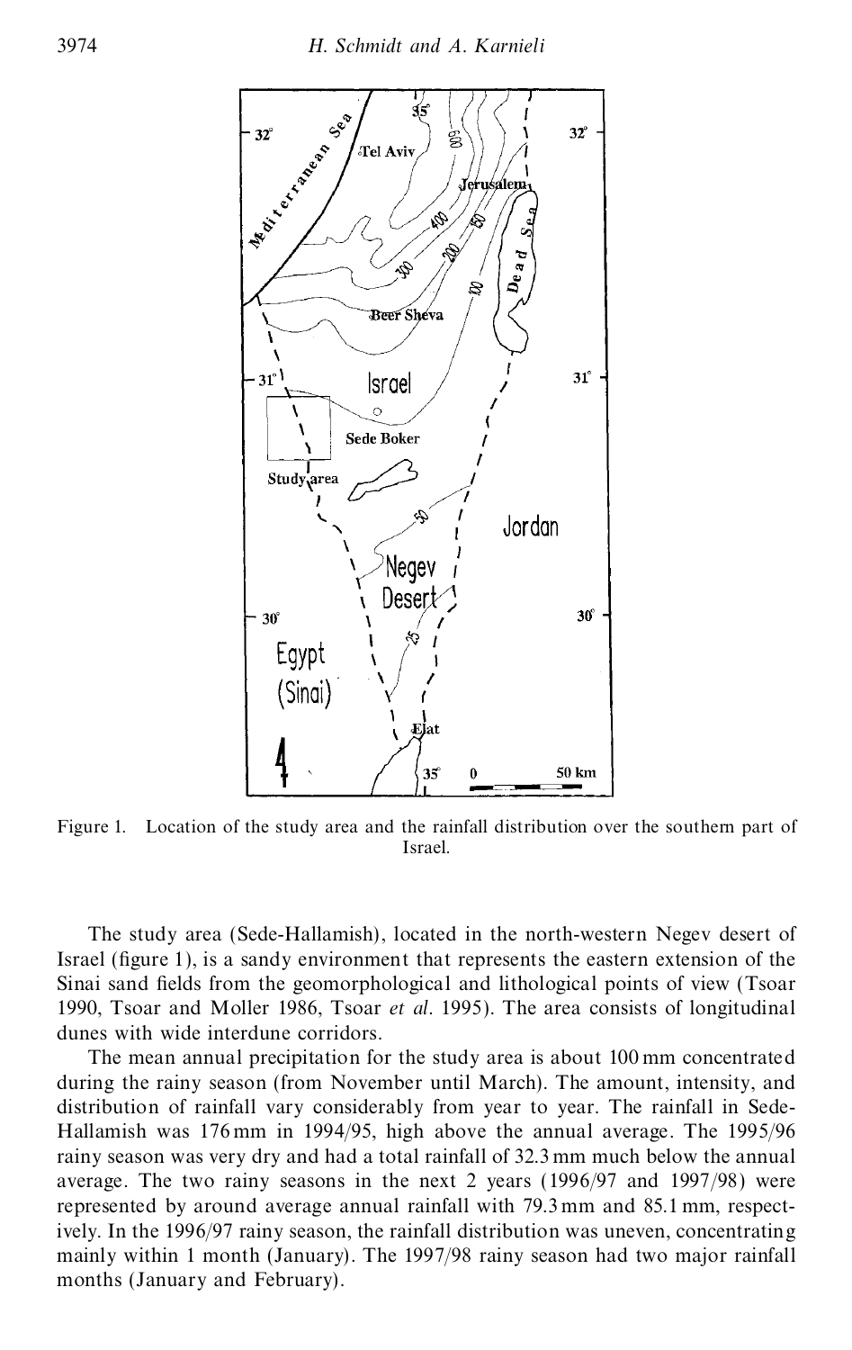Figure 1. Location of the study area and the rainfall distribution over the southern part of Israel.

The study area (Sede-Hallamish), located in the north-western Negev desert of Israel (figure 1), is a sandy environment that represents the eastern extension of the Sinai sand fields from the geomorphological and lithological points of view (Tsoar 1990, Tsoar and Moller 1986, Tsoar *et al.* 1995). The area consists of longitudinal dunes with wide interdune corridors.

The mean annual precipitation for the study area is about 100 mm concentrated during the rainy season (from November until March). The amount, intensity, and distribution of rainfall vary considerably from year to year. The rainfall in Sede-Hallamish was 176 mm in 1994/95, high above the annual average. The 1995/96 rainy season was very dry and had a total rainfall of 32.3 mm much below the annual average. The two rainy seasons in the next 2 years (1996/97 and 1997/98) were represented by around average annual rainfall with 79.3 mm and 85.1 mm, respectively. In the 1996/97 rainy season, the rainfall distribution was uneven, concentrating mainly within 1 month (January). The 1997/98 rainy season had two major rainfall months (January and February).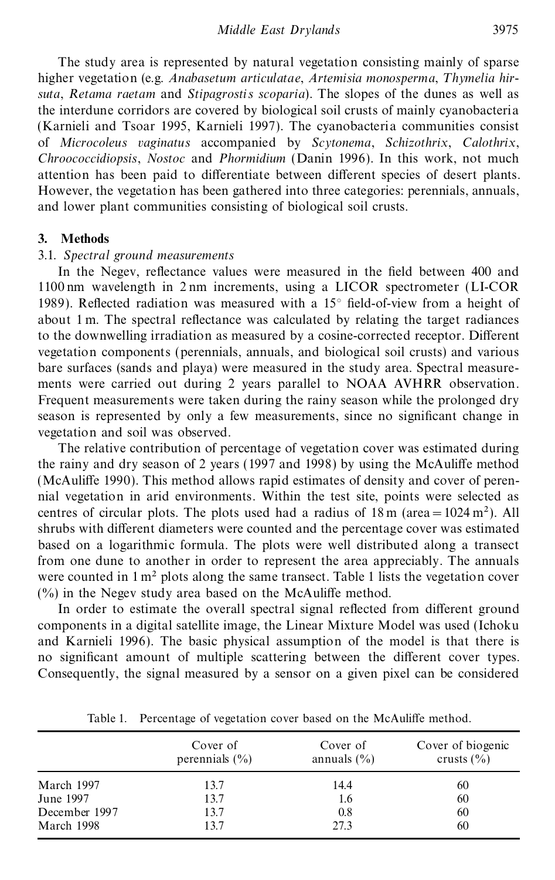The study area is represented by natural vegetation consisting mainly of sparse higher vegetation (e.g. *Anabasetum articulatae*, *Artemisia monosperma*, *Thymelia hirsuta*, *Retama raetam* and *Stipagrostis scoparia*). The slopes of the dunes as well as the interdune corridors are covered by biological soil crusts of mainly cyanobacteria (Karnieli and Tsoar 1995, Karnieli 1997). The cyanobacteria communities consist of *Microcoleus vaginatus* accompanied by *Scytonema*, *Schizothrix*, *Calothrix*, *Chroococcidiopsis*, *Nostoc* and *Phormidium* (Danin 1996). In this work, not much attention has been paid to differentiate between different species of desert plants. However, the vegetation has been gathered into three categories: perennials, annuals, and lower plant communities consisting of biological soil crusts.

## 3. Methods

### 3.1. *Spectral ground measurements*

In the Negev, reflectance values were measured in the field between 400 and 1100 nm wavelength in 2 nm increments, using a LICOR spectrometer (LI-COR 1989). Reflected radiation was measured with a 15° field-of-view from a height of about 1 m. The spectral reflectance was calculated by relating the target radiances to the downwelling irradiation as measured by a cosine-corrected receptor. Different vegetation components (perennials, annuals, and biological soil crusts) and various bare surfaces (sands and playa) were measured in the study area. Spectral measurements were carried out during 2 years parallel to NOAA AVHRR observation. Frequent measurements were taken during the rainy season while the prolonged dry season is represented by only a few measurements, since no significant change in vegetation and soil was observed.

The relative contribution of percentage of vegetation cover was estimated during the rainy and dry season of 2 years (1997 and 1998) by using the McAuliffe method (McAuliffe 1990). This method allows rapid estimates of density and cover of perennial vegetation in arid environments. Within the test site, points were selected as centres of circular plots. The plots used had a radius of 18 m (area = 1024 m$^2$). All shrubs with different diameters were counted and the percentage cover was estimated based on a logarithmic formula. The plots were well distributed along a transect from one dune to another in order to represent the area appreciably. The annuals were counted in 1 m$^2$ plots along the same transect. Table 1 lists the vegetation cover (%) in the Negev study area based on the McAuliffe method.

In order to estimate the overall spectral signal reflected from different ground components in a digital satellite image, the Linear Mixture Model was used (Ichoku and Karnieli 1996). The basic physical assumption of the model is that there is no significant amount of multiple scattering between the different cover types. Consequently, the signal measured by a sensor on a given pixel can be considered

Table 1. Percentage of vegetation cover based on the McAuliffe method.

| | Cover of perennials (%) | Cover of annuals (%) | Cover of biogenic crusts (%) |
|---|---|---|---|
| March 1997 | 13.7 | 14.4 | 60 |
| June 1997 | 13.7 | 1.6 | 60 |
| December 1997 | 13.7 | 0.8 | 60 |
| March 1998 | 13.7 | 27.3 | 60 |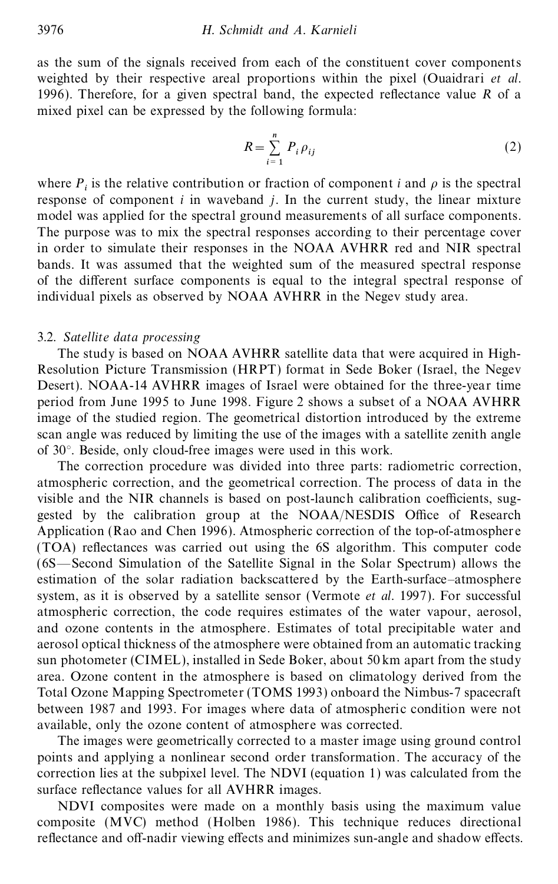as the sum of the signals received from each of the constituent cover components weighted by their respective areal proportions within the pixel (Ouaidrari *et al.* 1996). Therefore, for a given spectral band, the expected reflectance value $R$ of a mixed pixel can be expressed by the following formula:

$$R = \sum_{i=1}^{n} P_i \rho_{ij} \tag{2}$$

where $P_i$ is the relative contribution or fraction of component $i$ and $\rho$ is the spectral response of component $i$ in waveband $j$. In the current study, the linear mixture model was applied for the spectral ground measurements of all surface components. The purpose was to mix the spectral responses according to their percentage cover in order to simulate their responses in the NOAA AVHRR red and NIR spectral bands. It was assumed that the weighted sum of the measured spectral response of the different surface components is equal to the integral spectral response of individual pixels as observed by NOAA AVHRR in the Negev study area.

### 3.2. *Satellite data processing*

The study is based on NOAA AVHRR satellite data that were acquired in High-Resolution Picture Transmission (HRPT) format in Sede Boker (Israel, the Negev Desert). NOAA-14 AVHRR images of Israel were obtained for the three-year time period from June 1995 to June 1998. Figure 2 shows a subset of a NOAA AVHRR image of the studied region. The geometrical distortion introduced by the extreme scan angle was reduced by limiting the use of the images with a satellite zenith angle of 30°. Beside, only cloud-free images were used in this work.

The correction procedure was divided into three parts: radiometric correction, atmospheric correction, and the geometrical correction. The process of data in the visible and the NIR channels is based on post-launch calibration coefficients, suggested by the calibration group at the NOAA/NESDIS Office of Research Application (Rao and Chen 1996). Atmospheric correction of the top-of-atmosphere (TOA) reflectances was carried out using the 6S algorithm. This computer code (6S—Second Simulation of the Satellite Signal in the Solar Spectrum) allows the estimation of the solar radiation backscattered by the Earth-surface–atmosphere system, as it is observed by a satellite sensor (Vermote *et al.* 1997). For successful atmospheric correction, the code requires estimates of the water vapour, aerosol, and ozone contents in the atmosphere. Estimates of total precipitable water and aerosol optical thickness of the atmosphere were obtained from an automatic tracking sun photometer (CIMEL), installed in Sede Boker, about 50 km apart from the study area. Ozone content in the atmosphere is based on climatology derived from the Total Ozone Mapping Spectrometer (TOMS 1993) onboard the Nimbus-7 spacecraft between 1987 and 1993. For images where data of atmospheric condition were not available, only the ozone content of atmosphere was corrected.

The images were geometrically corrected to a master image using ground control points and applying a nonlinear second order transformation. The accuracy of the correction lies at the subpixel level. The NDVI (equation 1) was calculated from the surface reflectance values for all AVHRR images.

NDVI composites were made on a monthly basis using the maximum value composite (MVC) method (Holben 1986). This technique reduces directional reflectance and off-nadir viewing effects and minimizes sun-angle and shadow effects.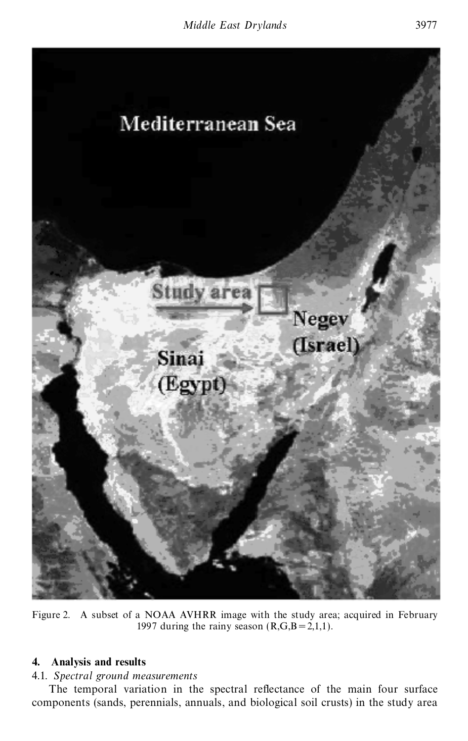Figure 2. A subset of a NOAA AVHRR image with the study area; acquired in February 1997 during the rainy season (R,G,B = 2,1,1).

## 4. Analysis and results

### 4.1. *Spectral ground measurements*

The temporal variation in the spectral reflectance of the main four surface components (sands, perennials, annuals, and biological soil crusts) in the study area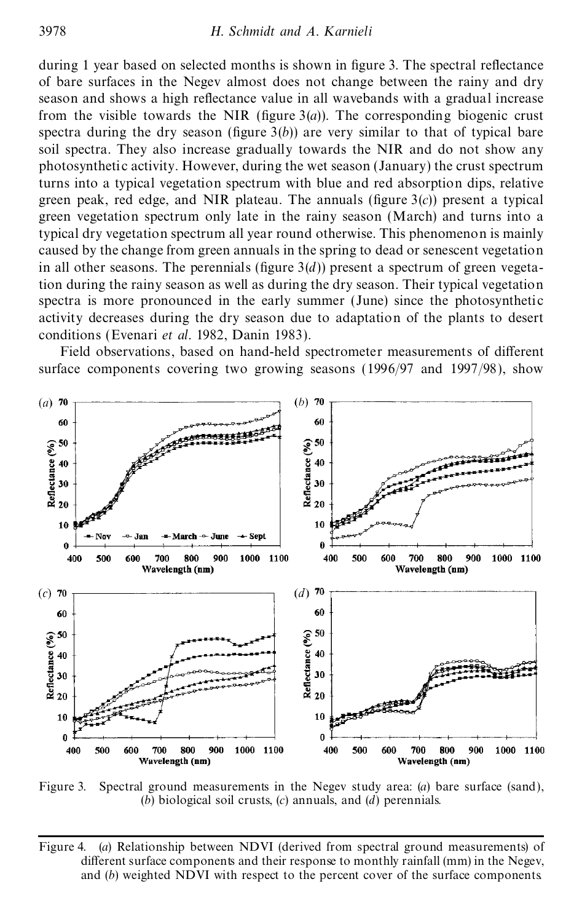during 1 year based on selected months is shown in figure 3. The spectral reflectance of bare surfaces in the Negev almost does not change between the rainy and dry season and shows a high reflectance value in all wavebands with a gradual increase from the visible towards the NIR (figure 3(*a*)). The corresponding biogenic crust spectra during the dry season (figure 3(*b*)) are very similar to that of typical bare soil spectra. They also increase gradually towards the NIR and do not show any photosynthetic activity. However, during the wet season (January) the crust spectrum turns into a typical vegetation spectrum with blue and red absorption dips, relative green peak, red edge, and NIR plateau. The annuals (figure 3(*c*)) present a typical green vegetation spectrum only late in the rainy season (March) and turns into a typical dry vegetation spectrum all year round otherwise. This phenomenon is mainly caused by the change from green annuals in the spring to dead or senescent vegetation in all other seasons. The perennials (figure 3(*d*)) present a spectrum of green vegetation during the rainy season as well as during the dry season. Their typical vegetation spectra is more pronounced in the early summer (June) since the photosynthetic activity decreases during the dry season due to adaptation of the plants to desert conditions (Evenari *et al*. 1982, Danin 1983).

Field observations, based on hand-held spectrometer measurements of different surface components covering two growing seasons (1996/97 and 1997/98), show

Figure 3. Spectral ground measurements in the Negev study area: (*a*) bare surface (sand), (*b*) biological soil crusts, (*c*) annuals, and (*d*) perennials.

Figure 4. (*a*) Relationship between NDVI (derived from spectral ground measurements) of different surface components and their response to monthly rainfall (mm) in the Negev, and (*b*) weighted NDVI with respect to the percent cover of the surface components.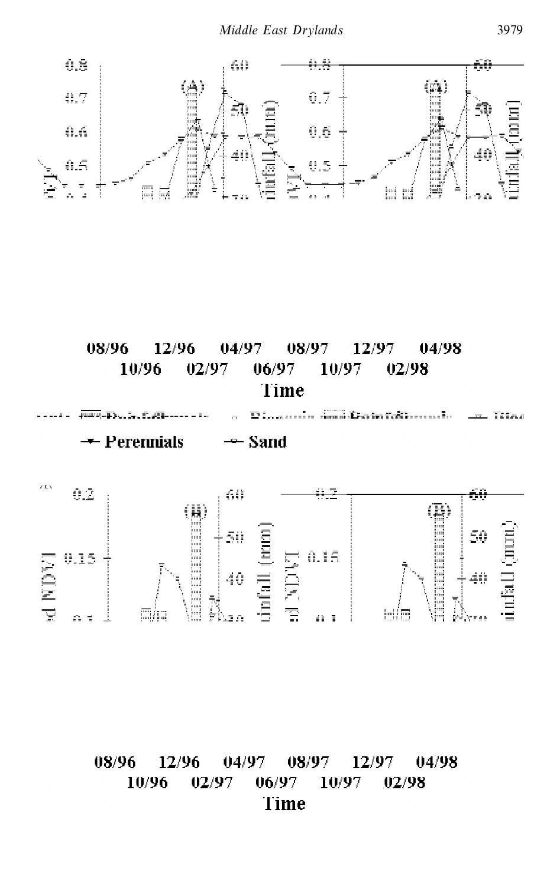08/96 12/96 04/97 08/97 12/97 04/98

10/96 02/97 06/97 10/97 02/98

Time

Perennials Sand

08/96 12/96 04/97 08/97 12/97 04/98

10/96 02/97 06/97 10/97 02/98

Time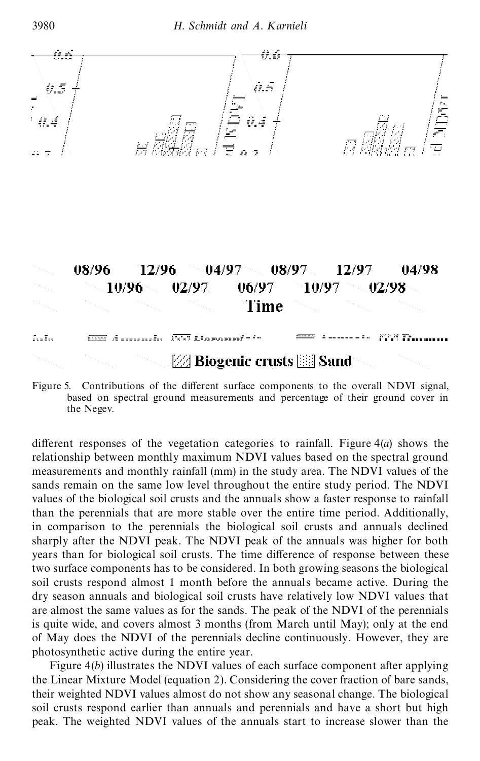Figure 5. Contributions of the different surface components to the overall NDVI signal, based on spectral ground measurements and percentage of their ground cover in the Negev.

different responses of the vegetation categories to rainfall. Figure 4(*a*) shows the relationship between monthly maximum NDVI values based on the spectral ground measurements and monthly rainfall (mm) in the study area. The NDVI values of the sands remain on the same low level throughout the entire study period. The NDVI values of the biological soil crusts and the annuals show a faster response to rainfall than the perennials that are more stable over the entire time period. Additionally, in comparison to the perennials the biological soil crusts and annuals declined sharply after the NDVI peak. The NDVI peak of the annuals was higher for both years than for biological soil crusts. The time difference of response between these two surface components has to be considered. In both growing seasons the biological soil crusts respond almost 1 month before the annuals became active. During the dry season annuals and biological soil crusts have relatively low NDVI values that are almost the same values as for the sands. The peak of the NDVI of the perennials is quite wide, and covers almost 3 months (from March until May); only at the end of May does the NDVI of the perennials decline continuously. However, they are photosynthetic active during the entire year.

Figure 4(*b*) illustrates the NDVI values of each surface component after applying the Linear Mixture Model (equation 2). Considering the cover fraction of bare sands, their weighted NDVI values almost do not show any seasonal change. The biological soil crusts respond earlier than annuals and perennials and have a short but high peak. The weighted NDVI values of the annuals start to increase slower than the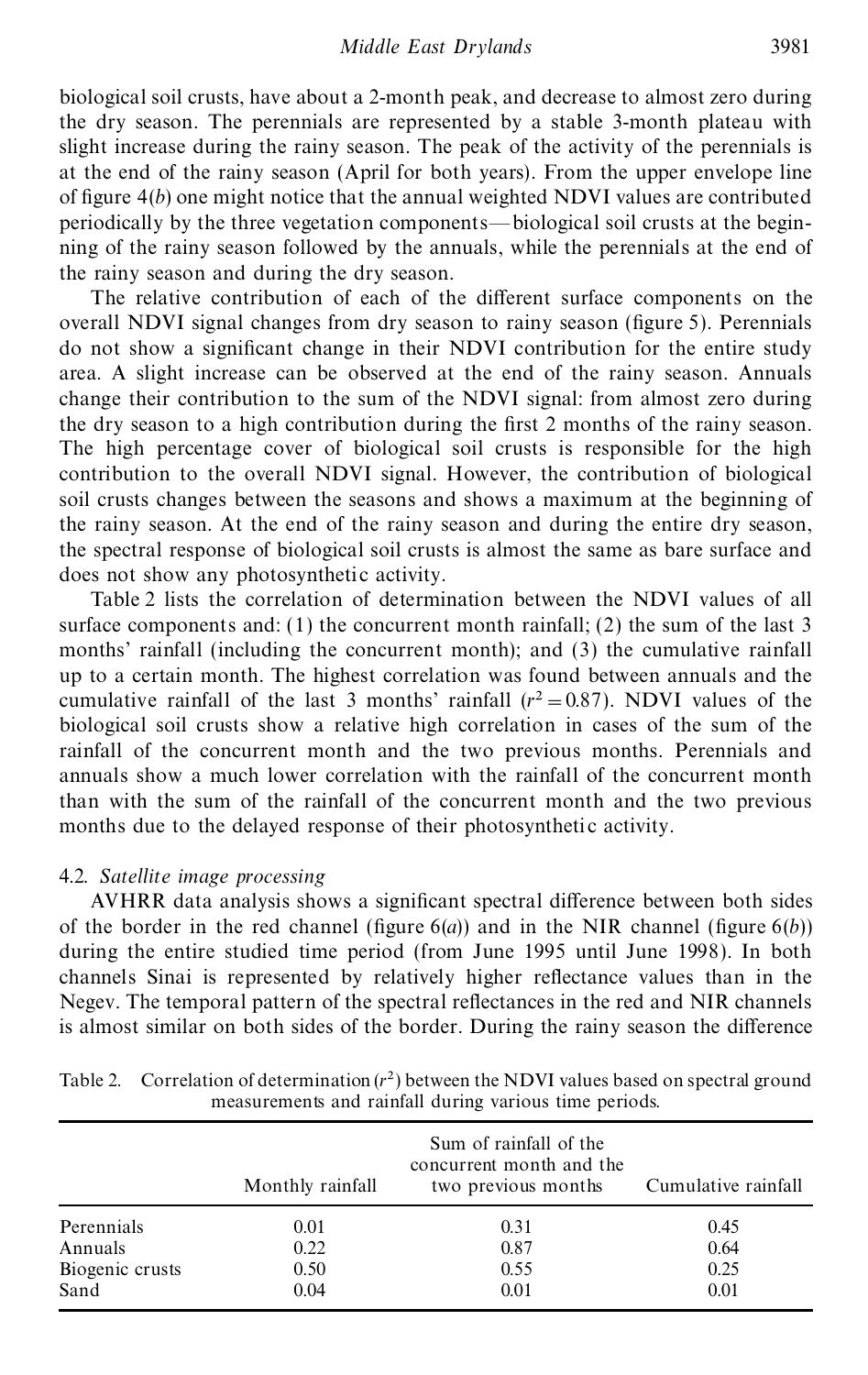biological soil crusts, have about a 2-month peak, and decrease to almost zero during the dry season. The perennials are represented by a stable 3-month plateau with slight increase during the rainy season. The peak of the activity of the perennials is at the end of the rainy season (April for both years). From the upper envelope line of figure 4(*b*) one might notice that the annual weighted NDVI values are contributed periodically by the three vegetation components—biological soil crusts at the beginning of the rainy season followed by the annuals, while the perennials at the end of the rainy season and during the dry season.

The relative contribution of each of the different surface components on the overall NDVI signal changes from dry season to rainy season (figure 5). Perennials do not show a significant change in their NDVI contribution for the entire study area. A slight increase can be observed at the end of the rainy season. Annuals change their contribution to the sum of the NDVI signal: from almost zero during the dry season to a high contribution during the first 2 months of the rainy season. The high percentage cover of biological soil crusts is responsible for the high contribution to the overall NDVI signal. However, the contribution of biological soil crusts changes between the seasons and shows a maximum at the beginning of the rainy season. At the end of the rainy season and during the entire dry season, the spectral response of biological soil crusts is almost the same as bare surface and does not show any photosynthetic activity.

Table 2 lists the correlation of determination between the NDVI values of all surface components and: (1) the concurrent month rainfall; (2) the sum of the last 3 months' rainfall (including the concurrent month); and (3) the cumulative rainfall up to a certain month. The highest correlation was found between annuals and the cumulative rainfall of the last 3 months' rainfall ($r^2 = 0.87$). NDVI values of the biological soil crusts show a relative high correlation in cases of the sum of the rainfall of the concurrent month and the two previous months. Perennials and annuals show a much lower correlation with the rainfall of the concurrent month than with the sum of the rainfall of the concurrent month and the two previous months due to the delayed response of their photosynthetic activity.

### 4.2. *Satellite image processing*

AVHRR data analysis shows a significant spectral difference between both sides of the border in the red channel (figure 6(*a*)) and in the NIR channel (figure 6(*b*)) during the entire studied time period (from June 1995 until June 1998). In both channels Sinai is represented by relatively higher reflectance values than in the Negev. The temporal pattern of the spectral reflectances in the red and NIR channels is almost similar on both sides of the border. During the rainy season the difference

Table 2. Correlation of determination ($r^2$) between the NDVI values based on spectral ground measurements and rainfall during various time periods.

| | Monthly rainfall | Sum of rainfall of the concurrent month and the two previous months | Cumulative rainfall |
|---|---|---|---|
| Perennials | 0.01 | 0.31 | 0.45 |
| Annuals | 0.22 | 0.87 | 0.64 |
| Biogenic crusts | 0.50 | 0.55 | 0.25 |
| Sand | 0.04 | 0.01 | 0.01 |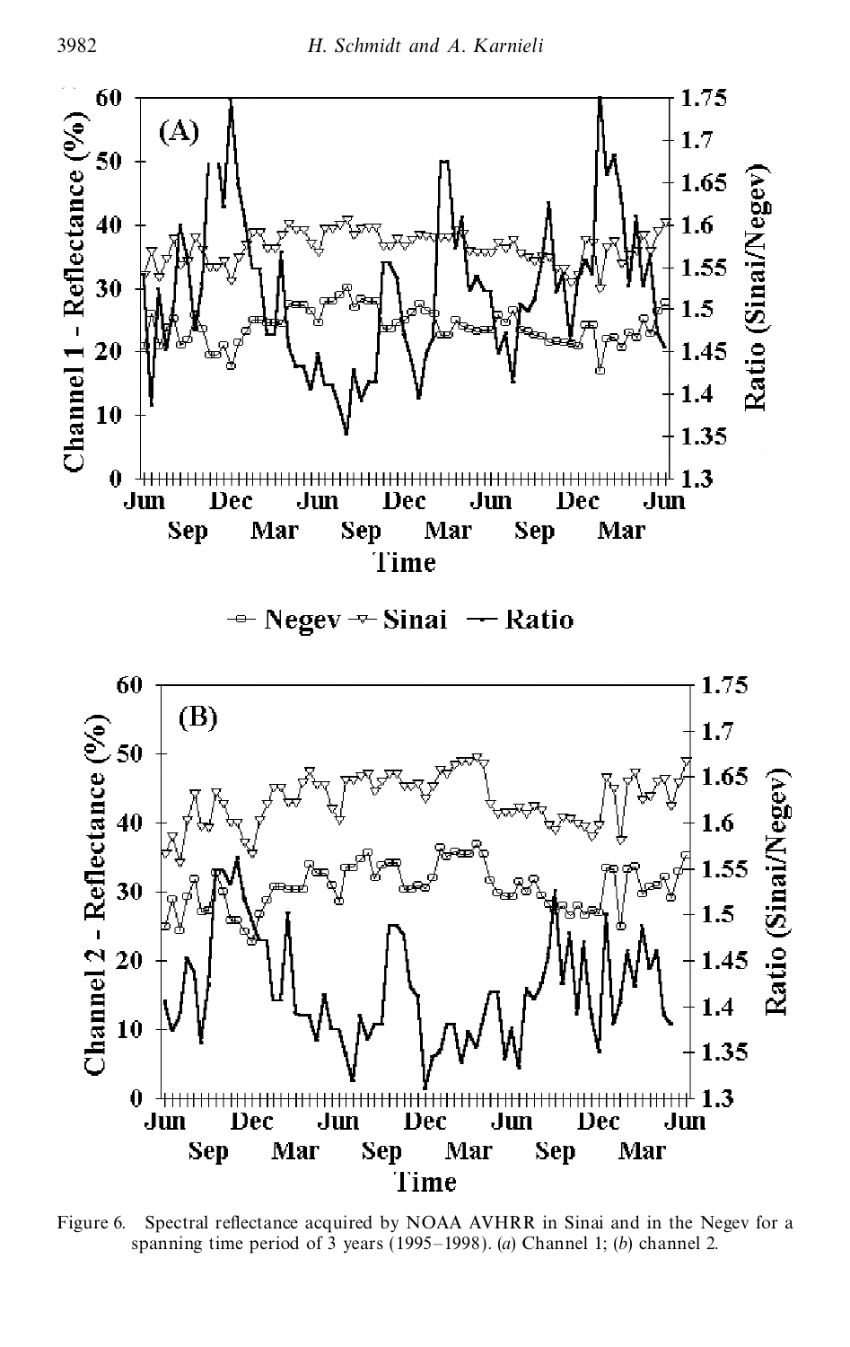Figure 6. Spectral reflectance acquired by NOAA AVHRR in Sinai and in the Negev for a spanning time period of 3 years (1995–1998). (*a*) Channel 1; (*b*) channel 2.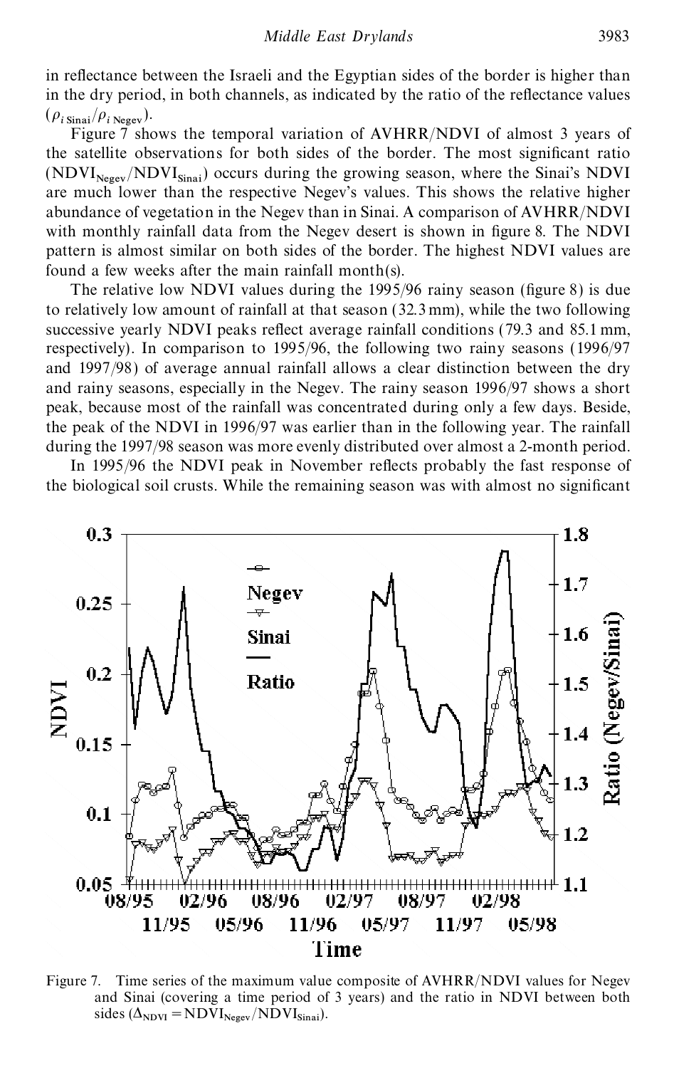in reflectance between the Israeli and the Egyptian sides of the border is higher than in the dry period, in both channels, as indicated by the ratio of the reflectance values ($\rho_{i\,\mathrm{Sinai}}/\rho_{i\,\mathrm{Negev}}$).

Figure 7 shows the temporal variation of AVHRR/NDVI of almost 3 years of the satellite observations for both sides of the border. The most significant ratio ($\mathrm{NDVI}_{\mathrm{Negev}}/\mathrm{NDVI}_{\mathrm{Sinai}}$) occurs during the growing season, where the Sinai's NDVI are much lower than the respective Negev's values. This shows the relative higher abundance of vegetation in the Negev than in Sinai. A comparison of AVHRR/NDVI with monthly rainfall data from the Negev desert is shown in figure 8. The NDVI pattern is almost similar on both sides of the border. The highest NDVI values are found a few weeks after the main rainfall month(s).

The relative low NDVI values during the 1995/96 rainy season (figure 8) is due to relatively low amount of rainfall at that season (32.3 mm), while the two following successive yearly NDVI peaks reflect average rainfall conditions (79.3 and 85.1 mm, respectively). In comparison to 1995/96, the following two rainy seasons (1996/97 and 1997/98) of average annual rainfall allows a clear distinction between the dry and rainy seasons, especially in the Negev. The rainy season 1996/97 shows a short peak, because most of the rainfall was concentrated during only a few days. Beside, the peak of the NDVI in 1996/97 was earlier than in the following year. The rainfall during the 1997/98 season was more evenly distributed over almost a 2-month period.

In 1995/96 the NDVI peak in November reflects probably the fast response of the biological soil crusts. While the remaining season was with almost no significant

Figure 7. Time series of the maximum value composite of AVHRR/NDVI values for Negev and Sinai (covering a time period of 3 years) and the ratio in NDVI between both sides ($\Delta_{\mathrm{NDVI}} = \mathrm{NDVI}_{\mathrm{Negev}}/\mathrm{NDVI}_{\mathrm{Sinai}}$).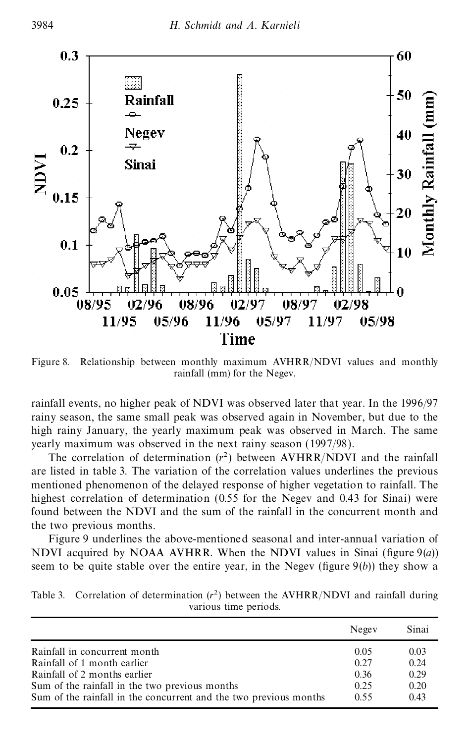Figure 8. Relationship between monthly maximum AVHRR/NDVI values and monthly rainfall (mm) for the Negev.

rainfall events, no higher peak of NDVI was observed later that year. In the 1996/97 rainy season, the same small peak was observed again in November, but due to the high rainy January, the yearly maximum peak was observed in March. The same yearly maximum was observed in the next rainy season (1997/98).

The correlation of determination ($r^2$) between AVHRR/NDVI and the rainfall are listed in table 3. The variation of the correlation values underlines the previous mentioned phenomenon of the delayed response of higher vegetation to rainfall. The highest correlation of determination (0.55 for the Negev and 0.43 for Sinai) were found between the NDVI and the sum of the rainfall in the concurrent month and the two previous months.

Figure 9 underlines the above-mentioned seasonal and inter-annual variation of NDVI acquired by NOAA AVHRR. When the NDVI values in Sinai (figure 9(*a*)) seem to be quite stable over the entire year, in the Negev (figure 9(*b*)) they show a

Table 3. Correlation of determination ($r^2$) between the AVHRR/NDVI and rainfall during various time periods.

| | Negev | Sinai |
|---|---|---|
| Rainfall in concurrent month | 0.05 | 0.03 |
| Rainfall of 1 month earlier | 0.27 | 0.24 |
| Rainfall of 2 months earlier | 0.36 | 0.29 |
| Sum of the rainfall in the two previous months | 0.25 | 0.20 |
| Sum of the rainfall in the concurrent and the two previous months | 0.55 | 0.43 |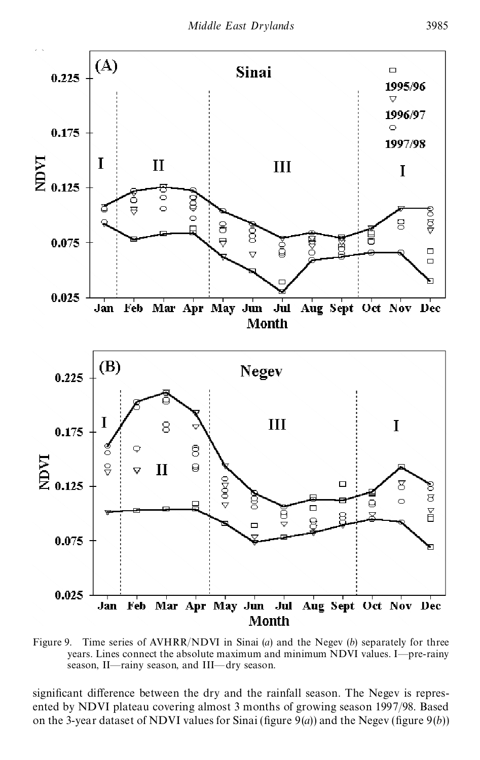Figure 9. Time series of AVHRR/NDVI in Sinai (*a*) and the Negev (*b*) separately for three years. Lines connect the absolute maximum and minimum NDVI values. I—pre-rainy season, II—rainy season, and III—dry season.

significant difference between the dry and the rainfall season. The Negev is represented by NDVI plateau covering almost 3 months of growing season 1997/98. Based on the 3-year dataset of NDVI values for Sinai (figure 9(*a*)) and the Negev (figure 9(*b*))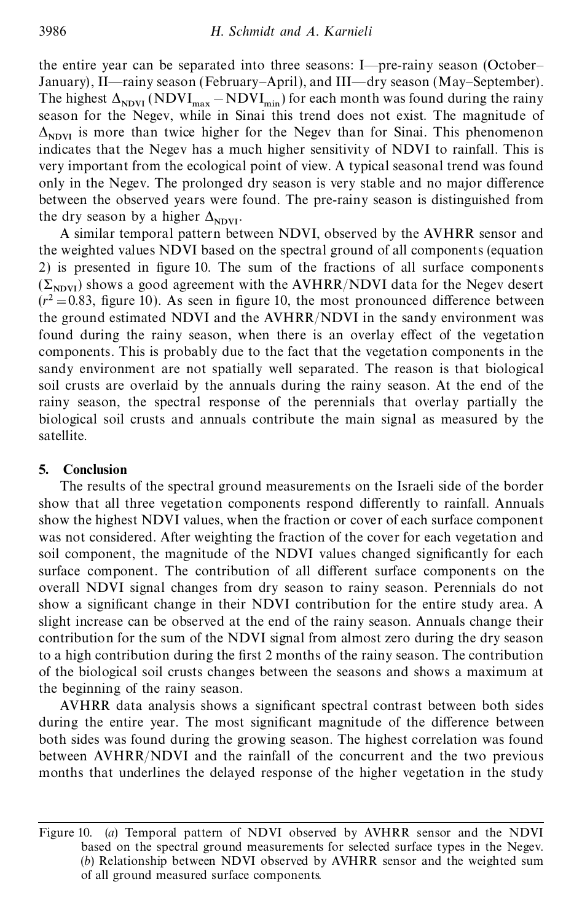the entire year can be separated into three seasons: I—pre-rainy season (October–January), II—rainy season (February–April), and III—dry season (May–September). The highest $\Delta_{NDVI}$ ($NDVI_{max} - NDVI_{min}$) for each month was found during the rainy season for the Negev, while in Sinai this trend does not exist. The magnitude of $\Delta_{NDVI}$ is more than twice higher for the Negev than for Sinai. This phenomenon indicates that the Negev has a much higher sensitivity of NDVI to rainfall. This is very important from the ecological point of view. A typical seasonal trend was found only in the Negev. The prolonged dry season is very stable and no major difference between the observed years were found. The pre-rainy season is distinguished from the dry season by a higher $\Delta_{NDVI}$.

A similar temporal pattern between NDVI, observed by the AVHRR sensor and the weighted values NDVI based on the spectral ground of all components (equation 2) is presented in figure 10. The sum of the fractions of all surface components ($\Sigma_{NDVI}$) shows a good agreement with the AVHRR/NDVI data for the Negev desert ($r^2 = 0.83$, figure 10). As seen in figure 10, the most pronounced difference between the ground estimated NDVI and the AVHRR/NDVI in the sandy environment was found during the rainy season, when there is an overlay effect of the vegetation components. This is probably due to the fact that the vegetation components in the sandy environment are not spatially well separated. The reason is that biological soil crusts are overlaid by the annuals during the rainy season. At the end of the rainy season, the spectral response of the perennials that overlay partially the biological soil crusts and annuals contribute the main signal as measured by the satellite.

## 5. Conclusion

The results of the spectral ground measurements on the Israeli side of the border show that all three vegetation components respond differently to rainfall. Annuals show the highest NDVI values, when the fraction or cover of each surface component was not considered. After weighting the fraction of the cover for each vegetation and soil component, the magnitude of the NDVI values changed significantly for each surface component. The contribution of all different surface components on the overall NDVI signal changes from dry season to rainy season. Perennials do not show a significant change in their NDVI contribution for the entire study area. A slight increase can be observed at the end of the rainy season. Annuals change their contribution for the sum of the NDVI signal from almost zero during the dry season to a high contribution during the first 2 months of the rainy season. The contribution of the biological soil crusts changes between the seasons and shows a maximum at the beginning of the rainy season.

AVHRR data analysis shows a significant spectral contrast between both sides during the entire year. The most significant magnitude of the difference between both sides was found during the growing season. The highest correlation was found between AVHRR/NDVI and the rainfall of the concurrent and the two previous months that underlines the delayed response of the higher vegetation in the study

Figure 10. (*a*) Temporal pattern of NDVI observed by AVHRR sensor and the NDVI based on the spectral ground measurements for selected surface types in the Negev. (*b*) Relationship between NDVI observed by AVHRR sensor and the weighted sum of all ground measured surface components.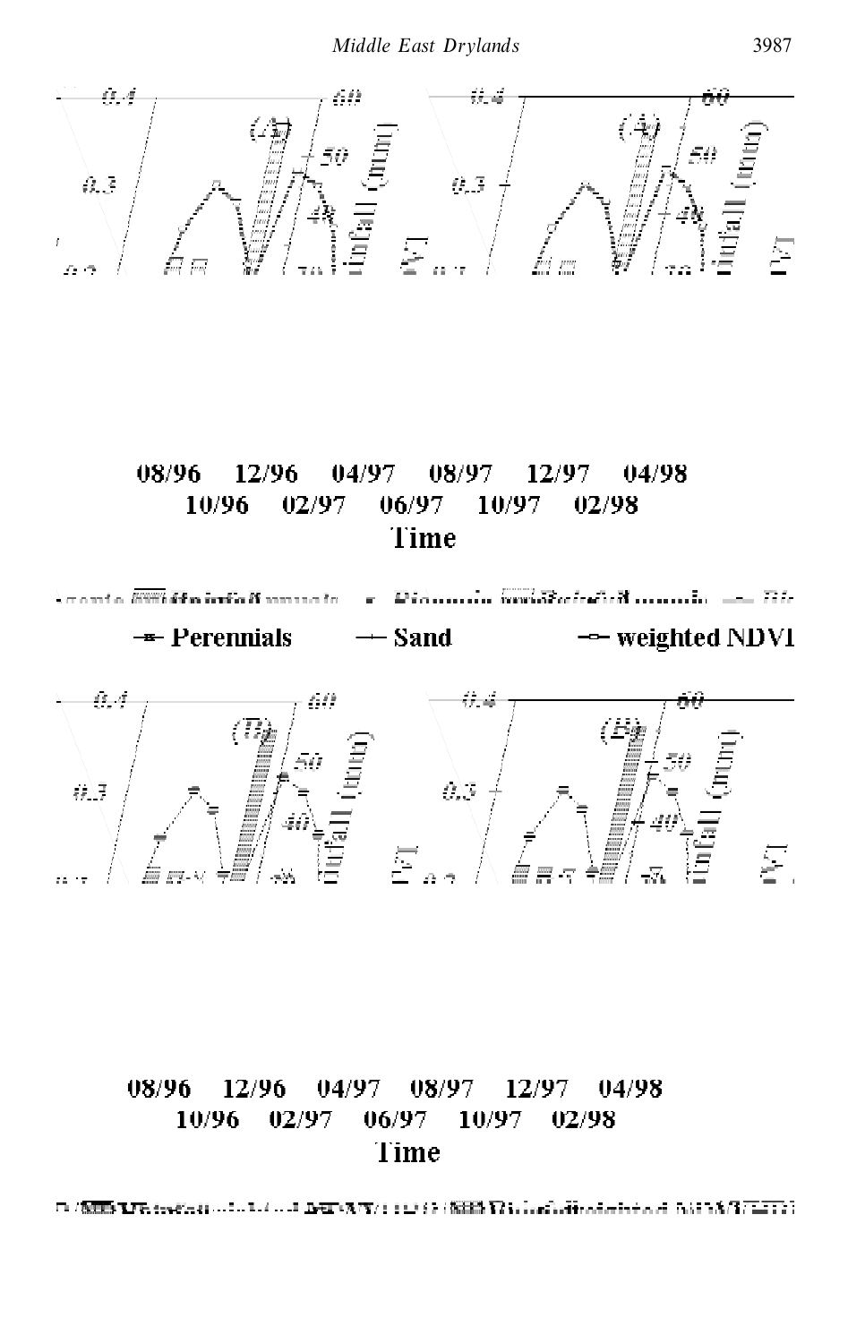08/96 12/96 04/97 08/97 12/97 04/98
10/96 02/97 06/97 10/97 02/98
Time

Perennials — Sand — weighted NDVI

08/96 12/96 04/97 08/97 12/97 04/98
10/96 02/97 06/97 10/97 02/98
Time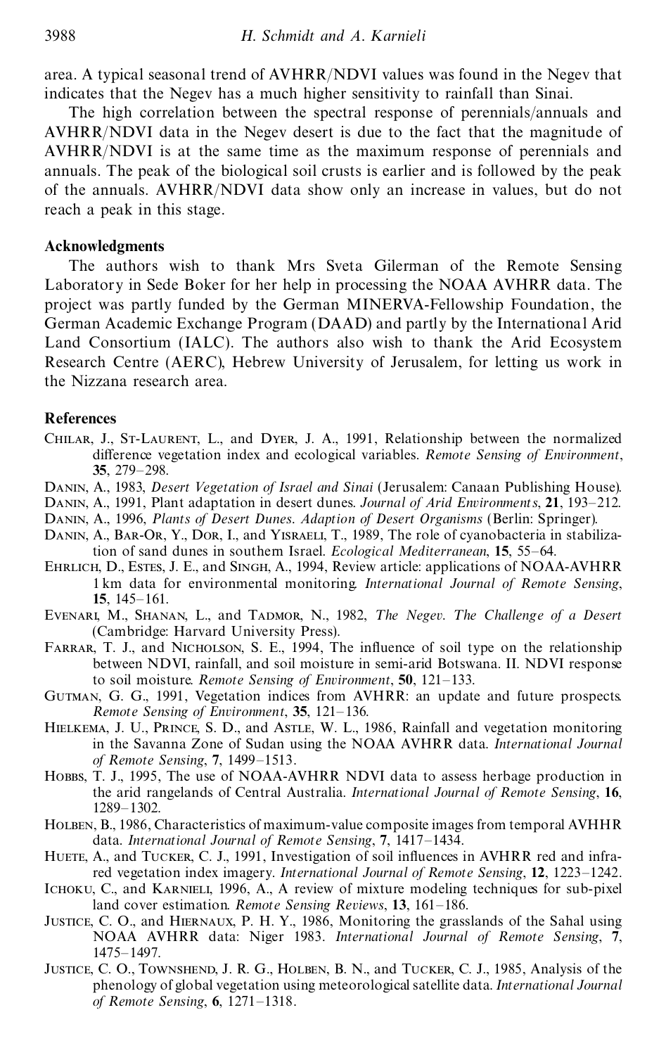area. A typical seasonal trend of AVHRR/NDVI values was found in the Negev that indicates that the Negev has a much higher sensitivity to rainfall than Sinai.

The high correlation between the spectral response of perennials/annuals and AVHRR/NDVI data in the Negev desert is due to the fact that the magnitude of AVHRR/NDVI is at the same time as the maximum response of perennials and annuals. The peak of the biological soil crusts is earlier and is followed by the peak of the annuals. AVHRR/NDVI data show only an increase in values, but do not reach a peak in this stage.

## Acknowledgments

The authors wish to thank Mrs Sveta Gilerman of the Remote Sensing Laboratory in Sede Boker for her help in processing the NOAA AVHRR data. The project was partly funded by the German MINERVA-Fellowship Foundation, the German Academic Exchange Program (DAAD) and partly by the International Arid Land Consortium (IALC). The authors also wish to thank the Arid Ecosystem Research Centre (AERC), Hebrew University of Jerusalem, for letting us work in the Nizzana research area.

## References

Chilar, J., St-Laurent, L., and Dyer, J. A., 1991, Relationship between the normalized difference vegetation index and ecological variables. *Remote Sensing of Environment*, **35**, 279–298.

Danin, A., 1983, *Desert Vegetation of Israel and Sinai* (Jerusalem: Canaan Publishing House).

Danin, A., 1991, Plant adaptation in desert dunes. *Journal of Arid Environments*, **21**, 193–212.

Danin, A., 1996, *Plants of Desert Dunes. Adaption of Desert Organisms* (Berlin: Springer).

Danin, A., Bar-Or, Y., Dor, I., and Yisraeli, T., 1989, The role of cyanobacteria in stabilization of sand dunes in southern Israel. *Ecological Mediterranean*, **15**, 55–64.

Ehrlich, D., Estes, J. E., and Singh, A., 1994, Review article: applications of NOAA-AVHRR 1 km data for environmental monitoring. *International Journal of Remote Sensing*, **15**, 145–161.

Evenari, M., Shanan, L., and Tadmor, N., 1982, *The Negev. The Challenge of a Desert* (Cambridge: Harvard University Press).

Farrar, T. J., and Nicholson, S. E., 1994, The influence of soil type on the relationship between NDVI, rainfall, and soil moisture in semi-arid Botswana. II. NDVI response to soil moisture. *Remote Sensing of Environment*, **50**, 121–133.

Gutman, G. G., 1991, Vegetation indices from AVHRR: an update and future prospects. *Remote Sensing of Environment*, **35**, 121–136.

Hielkema, J. U., Prince, S. D., and Astle, W. L., 1986, Rainfall and vegetation monitoring in the Savanna Zone of Sudan using the NOAA AVHRR data. *International Journal of Remote Sensing*, **7**, 1499–1513.

Hobbs, T. J., 1995, The use of NOAA-AVHRR NDVI data to assess herbage production in the arid rangelands of Central Australia. *International Journal of Remote Sensing*, **16**, 1289–1302.

Holben, B., 1986, Characteristics of maximum-value composite images from temporal AVHHR data. *International Journal of Remote Sensing*, **7**, 1417–1434.

Huete, A., and Tucker, C. J., 1991, Investigation of soil influences in AVHRR red and infrared vegetation index imagery. *International Journal of Remote Sensing*, **12**, 1223–1242.

Ichoku, C., and Karnieli, 1996, A., A review of mixture modeling techniques for sub-pixel land cover estimation. *Remote Sensing Reviews*, **13**, 161–186.

Justice, C. O., and Hiernaux, P. H. Y., 1986, Monitoring the grasslands of the Sahal using NOAA AVHRR data: Niger 1983. *International Journal of Remote Sensing*, **7**, 1475–1497.

Justice, C. O., Townshend, J. R. G., Holben, B. N., and Tucker, C. J., 1985, Analysis of the phenology of global vegetation using meteorological satellite data. *International Journal of Remote Sensing*, **6**, 1271–1318.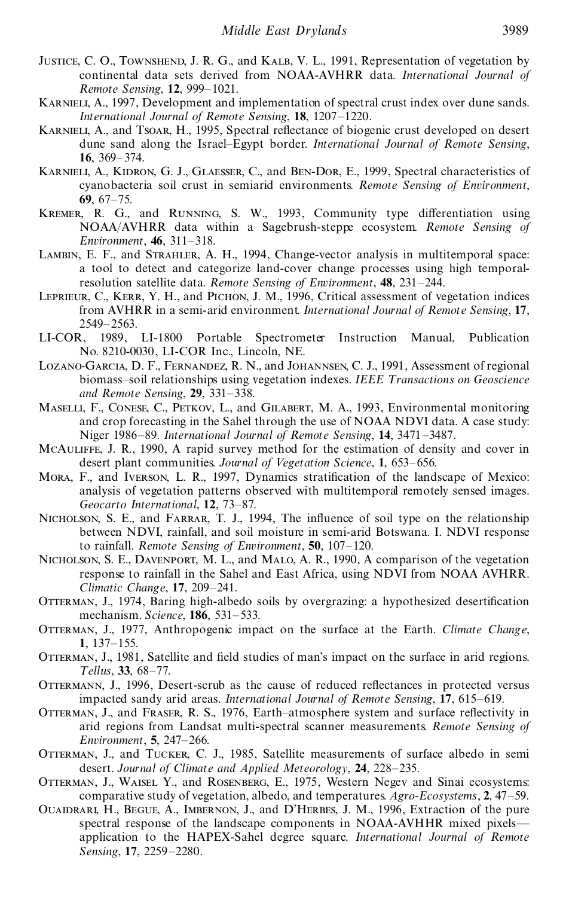Justice, C. O., Townshend, J. R. G., and Kalb, V. L., 1991, Representation of vegetation by continental data sets derived from NOAA-AVHRR data. *International Journal of Remote Sensing*, **12**, 999–1021.

Karnieli, A., 1997, Development and implementation of spectral crust index over dune sands. *International Journal of Remote Sensing*, **18**, 1207–1220.

Karnieli, A., and Tsoar, H., 1995, Spectral reflectance of biogenic crust developed on desert dune sand along the Israel–Egypt border. *International Journal of Remote Sensing*, **16**, 369–374.

Karnieli, A., Kidron, G. J., Glaesser, C., and Ben-Dor, E., 1999, Spectral characteristics of cyanobacteria soil crust in semiarid environments. *Remote Sensing of Environment*, **69**, 67–75.

Kremer, R. G., and Running, S. W., 1993, Community type differentiation using NOAA/AVHRR data within a Sagebrush-steppe ecosystem. *Remote Sensing of Environment*, **46**, 311–318.

Lambin, E. F., and Strahler, A. H., 1994, Change-vector analysis in multitemporal space: a tool to detect and categorize land-cover change processes using high temporal-resolution satellite data. *Remote Sensing of Environment*, **48**, 231–244.

Leprieur, C., Kerr, Y. H., and Pichon, J. M., 1996, Critical assessment of vegetation indices from AVHRR in a semi-arid environment. *International Journal of Remote Sensing*, **17**, 2549–2563.

LI-COR, 1989, LI-1800 Portable Spectrometer Instruction Manual, Publication No. 8210-0030, LI-COR Inc., Lincoln, NE.

Lozano-Garcia, D. F., Fernandez, R. N., and Johannsen, C. J., 1991, Assessment of regional biomass–soil relationships using vegetation indexes. *IEEE Transactions on Geoscience and Remote Sensing*, **29**, 331–338.

Maselli, F., Conese, C., Petkov, L., and Gilabert, M. A., 1993, Environmental monitoring and crop forecasting in the Sahel through the use of NOAA NDVI data. A case study: Niger 1986–89. *International Journal of Remote Sensing*, **14**, 3471–3487.

McAuliffe, J. R., 1990, A rapid survey method for the estimation of density and cover in desert plant communities. *Journal of Vegetation Science*, **1**, 653–656.

Mora, F., and Iverson, L. R., 1997, Dynamics stratification of the landscape of Mexico: analysis of vegetation patterns observed with multitemporal remotely sensed images. *Geocarto International*, **12**, 73–87.

Nicholson, S. E., and Farrar, T. J., 1994, The influence of soil type on the relationship between NDVI, rainfall, and soil moisture in semi-arid Botswana. I. NDVI response to rainfall. *Remote Sensing of Environment*, **50**, 107–120.

Nicholson, S. E., Davenport, M. L., and Malo, A. R., 1990, A comparison of the vegetation response to rainfall in the Sahel and East Africa, using NDVI from NOAA AVHRR. *Climatic Change*, **17**, 209–241.

Otterman, J., 1974, Baring high-albedo soils by overgrazing: a hypothesized desertification mechanism. *Science*, **186**, 531–533.

Otterman, J., 1977, Anthropogenic impact on the surface at the Earth. *Climate Change*, **1**, 137–155.

Otterman, J., 1981, Satellite and field studies of man's impact on the surface in arid regions. *Tellus*, **33**, 68–77.

Ottermann, J., 1996, Desert-scrub as the cause of reduced reflectances in protected versus impacted sandy arid areas. *International Journal of Remote Sensing*, **17**, 615–619.

Otterman, J., and Fraser, R. S., 1976, Earth–atmosphere system and surface reflectivity in arid regions from Landsat multi-spectral scanner measurements. *Remote Sensing of Environment*, **5**, 247–266.

Otterman, J., and Tucker, C. J., 1985, Satellite measurements of surface albedo in semi desert. *Journal of Climate and Applied Meteorology*, **24**, 228–235.

Otterman, J., Waisel Y., and Rosenberg, E., 1975, Western Negev and Sinai ecosystems: comparative study of vegetation, albedo, and temperatures. *Agro-Ecosystems*, **2**, 47–59.

Ouaidrari, H., Begue, A., Imbernon, J., and D'Herbes, J. M., 1996, Extraction of the pure spectral response of the landscape components in NOAA-AVHHR mixed pixels—application to the HAPEX-Sahel degree square. *International Journal of Remote Sensing*, **17**, 2259–2280.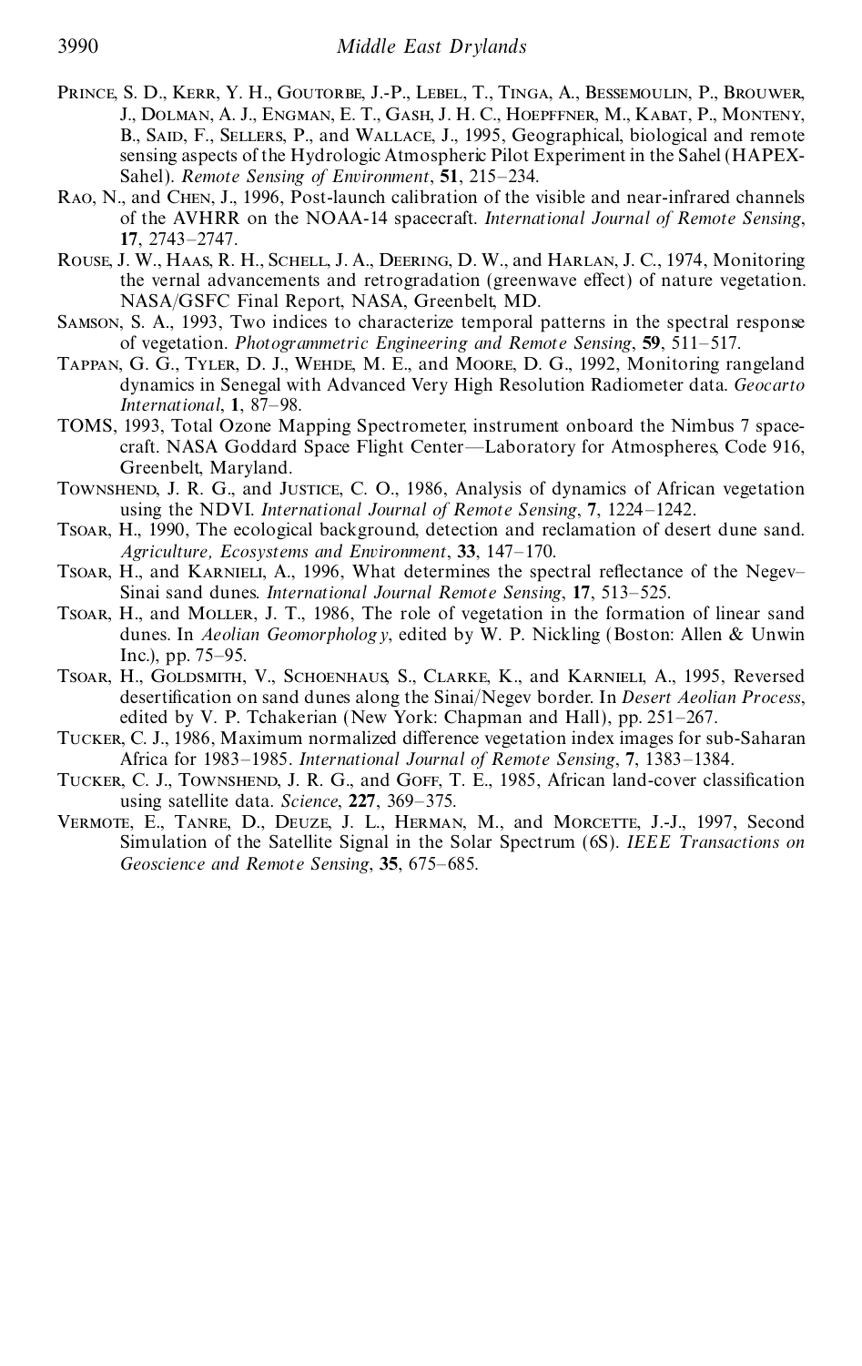Prince, S. D., Kerr, Y. H., Goutorbe, J.-P., Lebel, T., Tinga, A., Bessemoulin, P., Brouwer, J., Dolman, A. J., Engman, E. T., Gash, J. H. C., Hoepffner, M., Kabat, P., Monteny, B., Said, F., Sellers, P., and Wallace, J., 1995, Geographical, biological and remote sensing aspects of the Hydrologic Atmospheric Pilot Experiment in the Sahel (HAPEX-Sahel). *Remote Sensing of Environment*, **51**, 215–234.

Rao, N., and Chen, J., 1996, Post-launch calibration of the visible and near-infrared channels of the AVHRR on the NOAA-14 spacecraft. *International Journal of Remote Sensing*, **17**, 2743–2747.

Rouse, J. W., Haas, R. H., Schell, J. A., Deering, D. W., and Harlan, J. C., 1974, Monitoring the vernal advancements and retrogradation (greenwave effect) of nature vegetation. NASA/GSFC Final Report, NASA, Greenbelt, MD.

Samson, S. A., 1993, Two indices to characterize temporal patterns in the spectral response of vegetation. *Photogrammetric Engineering and Remote Sensing*, **59**, 511–517.

Tappan, G. G., Tyler, D. J., Wehde, M. E., and Moore, D. G., 1992, Monitoring rangeland dynamics in Senegal with Advanced Very High Resolution Radiometer data. *Geocarto International*, **1**, 87–98.

TOMS, 1993, Total Ozone Mapping Spectrometer, instrument onboard the Nimbus 7 spacecraft. NASA Goddard Space Flight Center—Laboratory for Atmospheres, Code 916, Greenbelt, Maryland.

Townshend, J. R. G., and Justice, C. O., 1986, Analysis of dynamics of African vegetation using the NDVI. *International Journal of Remote Sensing*, **7**, 1224–1242.

Tsoar, H., 1990, The ecological background, detection and reclamation of desert dune sand. *Agriculture, Ecosystems and Environment*, **33**, 147–170.

Tsoar, H., and Karnieli, A., 1996, What determines the spectral reflectance of the Negev–Sinai sand dunes. *International Journal Remote Sensing*, **17**, 513–525.

Tsoar, H., and Moller, J. T., 1986, The role of vegetation in the formation of linear sand dunes. In *Aeolian Geomorphology*, edited by W. P. Nickling (Boston: Allen & Unwin Inc.), pp. 75–95.

Tsoar, H., Goldsmith, V., Schoenhaus, S., Clarke, K., and Karnieli, A., 1995, Reversed desertification on sand dunes along the Sinai/Negev border. In *Desert Aeolian Process*, edited by V. P. Tchakerian (New York: Chapman and Hall), pp. 251–267.

Tucker, C. J., 1986, Maximum normalized difference vegetation index images for sub-Saharan Africa for 1983–1985. *International Journal of Remote Sensing*, **7**, 1383–1384.

Tucker, C. J., Townshend, J. R. G., and Goff, T. E., 1985, African land-cover classification using satellite data. *Science*, **227**, 369–375.

Vermote, E., Tanre, D., Deuze, J. L., Herman, M., and Morcette, J.-J., 1997, Second Simulation of the Satellite Signal in the Solar Spectrum (6S). *IEEE Transactions on Geoscience and Remote Sensing*, **35**, 675–685.